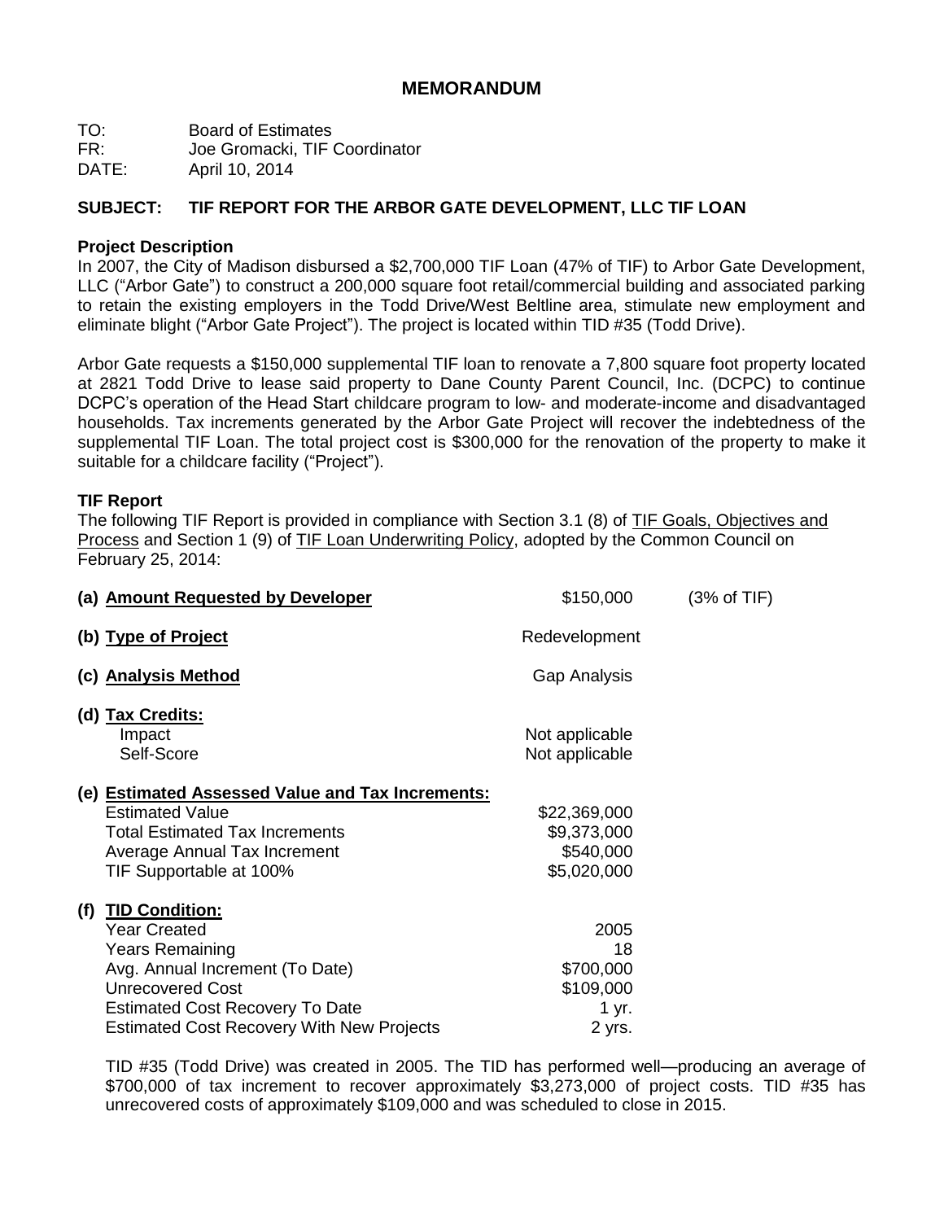## MEMORANDUM

TO: Board of Estimates
FR: Joe Gromacki, TIF Coordinator
DATE: April 10, 2014

**SUBJECT: TIF REPORT FOR THE ARBOR GATE DEVELOPMENT, LLC TIF LOAN**

**Project Description**

In 2007, the City of Madison disbursed a $2,700,000 TIF Loan (47% of TIF) to Arbor Gate Development, LLC ("Arbor Gate") to construct a 200,000 square foot retail/commercial building and associated parking to retain the existing employers in the Todd Drive/West Beltline area, stimulate new employment and eliminate blight ("Arbor Gate Project"). The project is located within TID #35 (Todd Drive).

Arbor Gate requests a $150,000 supplemental TIF loan to renovate a 7,800 square foot property located at 2821 Todd Drive to lease said property to Dane County Parent Council, Inc. (DCPC) to continue DCPC's operation of the Head Start childcare program to low- and moderate-income and disadvantaged households. Tax increments generated by the Arbor Gate Project will recover the indebtedness of the supplemental TIF Loan. The total project cost is $300,000 for the renovation of the property to make it suitable for a childcare facility ("Project").

**TIF Report**

The following TIF Report is provided in compliance with Section 3.1 (8) of TIF Goals, Objectives and Process and Section 1 (9) of TIF Loan Underwriting Policy, adopted by the Common Council on February 25, 2014:

| | | |
|---|---|---|
| **(a) Amount Requested by Developer** | $150,000 | (3% of TIF) |
| **(b) Type of Project** | Redevelopment | |
| **(c) Analysis Method** | Gap Analysis | |
| **(d) Tax Credits:** | | |
| Impact | Not applicable | |
| Self-Score | Not applicable | |
| **(e) Estimated Assessed Value and Tax Increments:** | | |
| Estimated Value | $22,369,000 | |
| Total Estimated Tax Increments | $9,373,000 | |
| Average Annual Tax Increment | $540,000 | |
| TIF Supportable at 100% | $5,020,000 | |
| **(f) TID Condition:** | | |
| Year Created | 2005 | |
| Years Remaining | 18 | |
| Avg. Annual Increment (To Date) | $700,000 | |
| Unrecovered Cost | $109,000 | |
| Estimated Cost Recovery To Date | 1 yr. | |
| Estimated Cost Recovery With New Projects | 2 yrs. | |

TID #35 (Todd Drive) was created in 2005. The TID has performed well—producing an average of $700,000 of tax increment to recover approximately $3,273,000 of project costs. TID #35 has unrecovered costs of approximately $109,000 and was scheduled to close in 2015.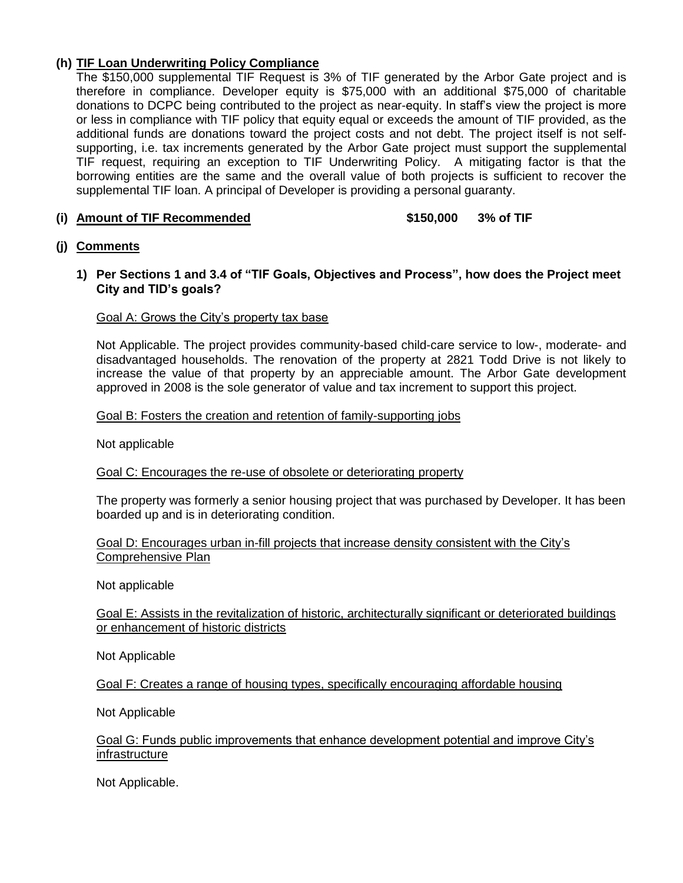**(h) TIF Loan Underwriting Policy Compliance**

The $150,000 supplemental TIF Request is 3% of TIF generated by the Arbor Gate project and is therefore in compliance. Developer equity is $75,000 with an additional $75,000 of charitable donations to DCPC being contributed to the project as near-equity. In staff's view the project is more or less in compliance with TIF policy that equity equal or exceeds the amount of TIF provided, as the additional funds are donations toward the project costs and not debt. The project itself is not self-supporting, i.e. tax increments generated by the Arbor Gate project must support the supplemental TIF request, requiring an exception to TIF Underwriting Policy. A mitigating factor is that the borrowing entities are the same and the overall value of both projects is sufficient to recover the supplemental TIF loan. A principal of Developer is providing a personal guaranty.

**(i) Amount of TIF Recommended** **$150,000 3% of TIF**

**(j) Comments**

**1) Per Sections 1 and 3.4 of "TIF Goals, Objectives and Process", how does the Project meet City and TID's goals?**

Goal A: Grows the City's property tax base

Not Applicable. The project provides community-based child-care service to low-, moderate- and disadvantaged households. The renovation of the property at 2821 Todd Drive is not likely to increase the value of that property by an appreciable amount. The Arbor Gate development approved in 2008 is the sole generator of value and tax increment to support this project.

Goal B: Fosters the creation and retention of family-supporting jobs

Not applicable

Goal C: Encourages the re-use of obsolete or deteriorating property

The property was formerly a senior housing project that was purchased by Developer. It has been boarded up and is in deteriorating condition.

Goal D: Encourages urban in-fill projects that increase density consistent with the City's Comprehensive Plan

Not applicable

Goal E: Assists in the revitalization of historic, architecturally significant or deteriorated buildings or enhancement of historic districts

Not Applicable

Goal F: Creates a range of housing types, specifically encouraging affordable housing

Not Applicable

Goal G: Funds public improvements that enhance development potential and improve City's infrastructure

Not Applicable.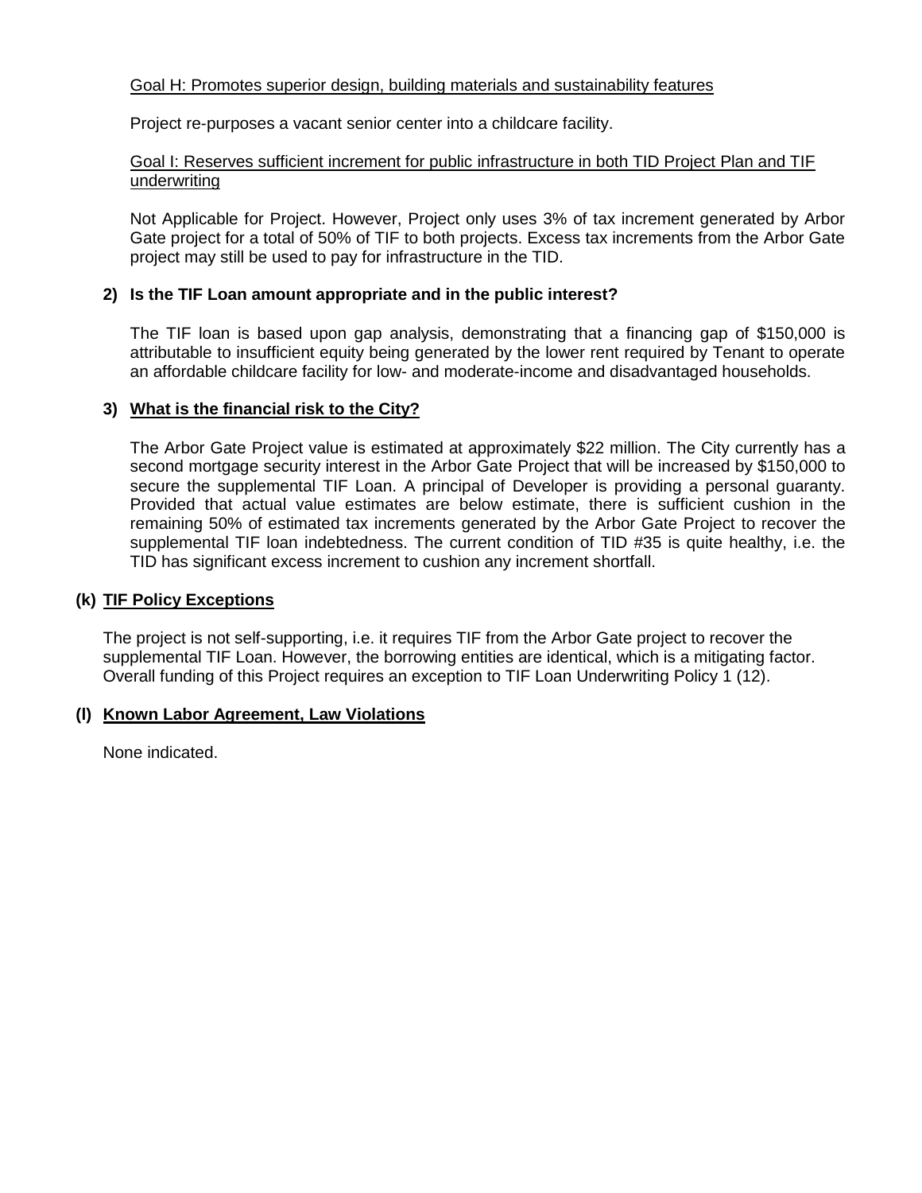Goal H: Promotes superior design, building materials and sustainability features

Project re-purposes a vacant senior center into a childcare facility.

Goal I: Reserves sufficient increment for public infrastructure in both TID Project Plan and TIF underwriting

Not Applicable for Project. However, Project only uses 3% of tax increment generated by Arbor Gate project for a total of 50% of TIF to both projects. Excess tax increments from the Arbor Gate project may still be used to pay for infrastructure in the TID.

**2) Is the TIF Loan amount appropriate and in the public interest?**

The TIF loan is based upon gap analysis, demonstrating that a financing gap of $150,000 is attributable to insufficient equity being generated by the lower rent required by Tenant to operate an affordable childcare facility for low- and moderate-income and disadvantaged households.

**3) What is the financial risk to the City?**

The Arbor Gate Project value is estimated at approximately $22 million. The City currently has a second mortgage security interest in the Arbor Gate Project that will be increased by $150,000 to secure the supplemental TIF Loan. A principal of Developer is providing a personal guaranty. Provided that actual value estimates are below estimate, there is sufficient cushion in the remaining 50% of estimated tax increments generated by the Arbor Gate Project to recover the supplemental TIF loan indebtedness. The current condition of TID #35 is quite healthy, i.e. the TID has significant excess increment to cushion any increment shortfall.

## (k) TIF Policy Exceptions

The project is not self-supporting, i.e. it requires TIF from the Arbor Gate project to recover the supplemental TIF Loan. However, the borrowing entities are identical, which is a mitigating factor. Overall funding of this Project requires an exception to TIF Loan Underwriting Policy 1 (12).

## (l) Known Labor Agreement, Law Violations

None indicated.